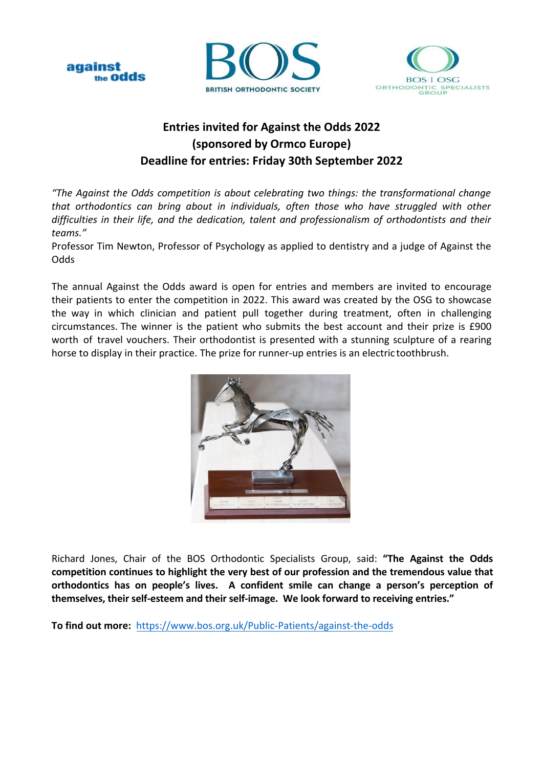**Entries invited for Against the Odds 2022**
**(sponsored by Ormco Europe)**
**Deadline for entries: Friday 30th September 2022**

*"The Against the Odds competition is about celebrating two things: the transformational change that orthodontics can bring about in individuals, often those who have struggled with other difficulties in their life, and the dedication, talent and professionalism of orthodontists and their teams."*

Professor Tim Newton, Professor of Psychology as applied to dentistry and a judge of Against the Odds

The annual Against the Odds award is open for entries and members are invited to encourage their patients to enter the competition in 2022. This award was created by the OSG to showcase the way in which clinician and patient pull together during treatment, often in challenging circumstances. The winner is the patient who submits the best account and their prize is £900 worth of travel vouchers. Their orthodontist is presented with a stunning sculpture of a rearing horse to display in their practice. The prize for runner-up entries is an electric toothbrush.

Richard Jones, Chair of the BOS Orthodontic Specialists Group, said: **"The Against the Odds competition continues to highlight the very best of our profession and the tremendous value that orthodontics has on people's lives. A confident smile can change a person's perception of themselves, their self-esteem and their self-image. We look forward to receiving entries."**

**To find out more:** https://www.bos.org.uk/Public-Patients/against-the-odds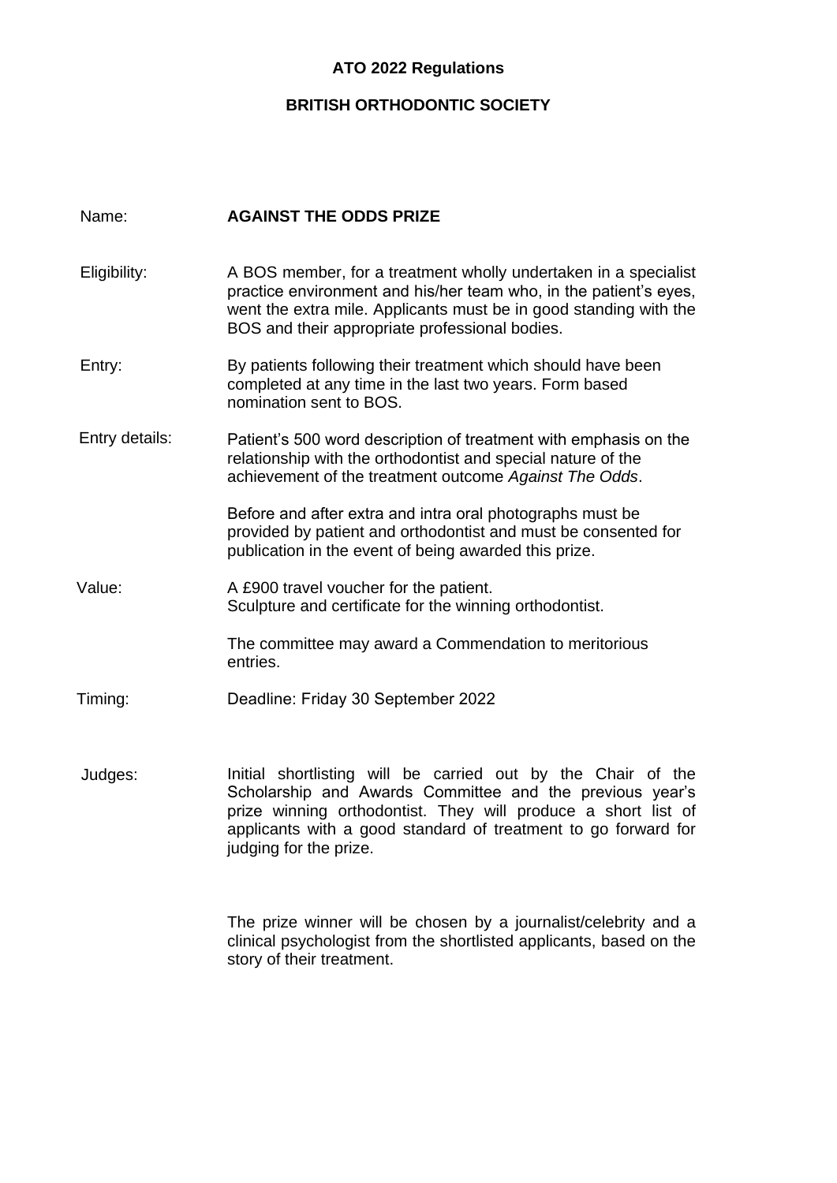**ATO 2022 Regulations**

**BRITISH ORTHODONTIC SOCIETY**

| | |
|---|---|
| Name: | **AGAINST THE ODDS PRIZE** |
| Eligibility: | A BOS member, for a treatment wholly undertaken in a specialist practice environment and his/her team who, in the patient's eyes, went the extra mile. Applicants must be in good standing with the BOS and their appropriate professional bodies. |
| Entry: | By patients following their treatment which should have been completed at any time in the last two years. Form based nomination sent to BOS. |
| Entry details: | Patient's 500 word description of treatment with emphasis on the relationship with the orthodontist and special nature of the achievement of the treatment outcome *Against The Odds*.<br><br>Before and after extra and intra oral photographs must be provided by patient and orthodontist and must be consented for publication in the event of being awarded this prize. |
| Value: | A £900 travel voucher for the patient.<br>Sculpture and certificate for the winning orthodontist.<br><br>The committee may award a Commendation to meritorious entries. |
| Timing: | Deadline: Friday 30 September 2022 |
| Judges: | Initial shortlisting will be carried out by the Chair of the Scholarship and Awards Committee and the previous year's prize winning orthodontist. They will produce a short list of applicants with a good standard of treatment to go forward for judging for the prize.<br><br>The prize winner will be chosen by a journalist/celebrity and a clinical psychologist from the shortlisted applicants, based on the story of their treatment. |